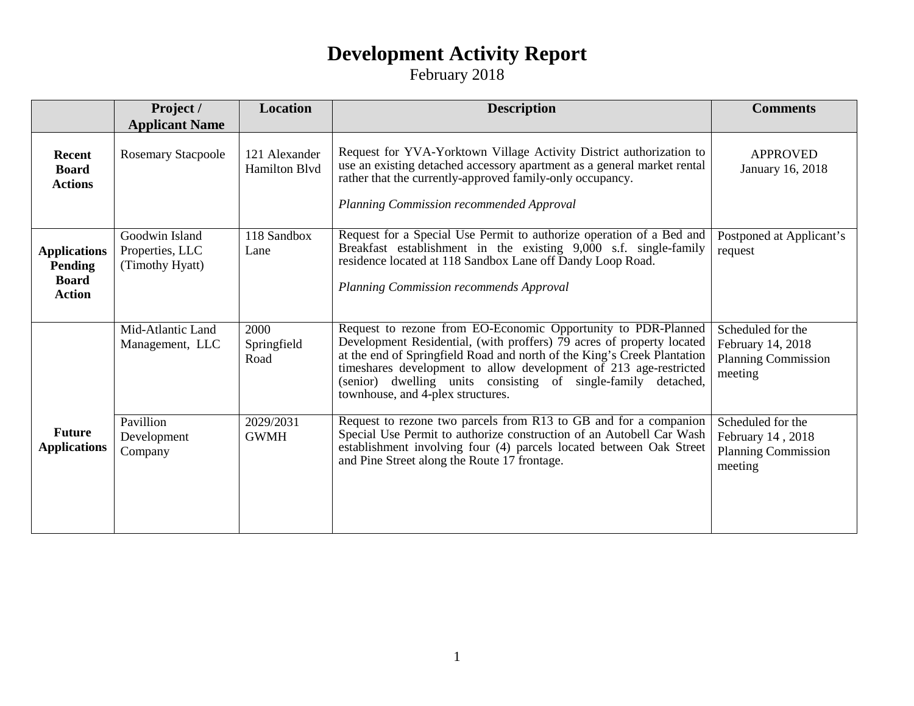# Development Activity Report

February 2018

| | Project / Applicant Name | Location | Description | Comments |
|---|---|---|---|---|
| **Recent Board Actions** | Rosemary Stacpoole | 121 Alexander Hamilton Blvd | Request for YVA-Yorktown Village Activity District authorization to use an existing detached accessory apartment as a general market rental rather that the currently-approved family-only occupancy.<br><br>*Planning Commission recommended Approval* | APPROVED January 16, 2018 |
| **Applications Pending Board Action** | Goodwin Island Properties, LLC (Timothy Hyatt) | 118 Sandbox Lane | Request for a Special Use Permit to authorize operation of a Bed and Breakfast establishment in the existing 9,000 s.f. single-family residence located at 118 Sandbox Lane off Dandy Loop Road.<br><br>*Planning Commission recommends Approval* | Postponed at Applicant's request |
| **Future Applications** | Mid-Atlantic Land Management, LLC | 2000 Springfield Road | Request to rezone from EO-Economic Opportunity to PDR-Planned Development Residential, (with proffers) 79 acres of property located at the end of Springfield Road and north of the King's Creek Plantation timeshares development to allow development of 213 age-restricted (senior) dwelling units consisting of single-family detached, townhouse, and 4-plex structures. | Scheduled for the February 14, 2018 Planning Commission meeting |
| | Pavillion Development Company | 2029/2031 GWMH | Request to rezone two parcels from R13 to GB and for a companion Special Use Permit to authorize construction of an Autobell Car Wash establishment involving four (4) parcels located between Oak Street and Pine Street along the Route 17 frontage. | Scheduled for the February 14 , 2018 Planning Commission meeting |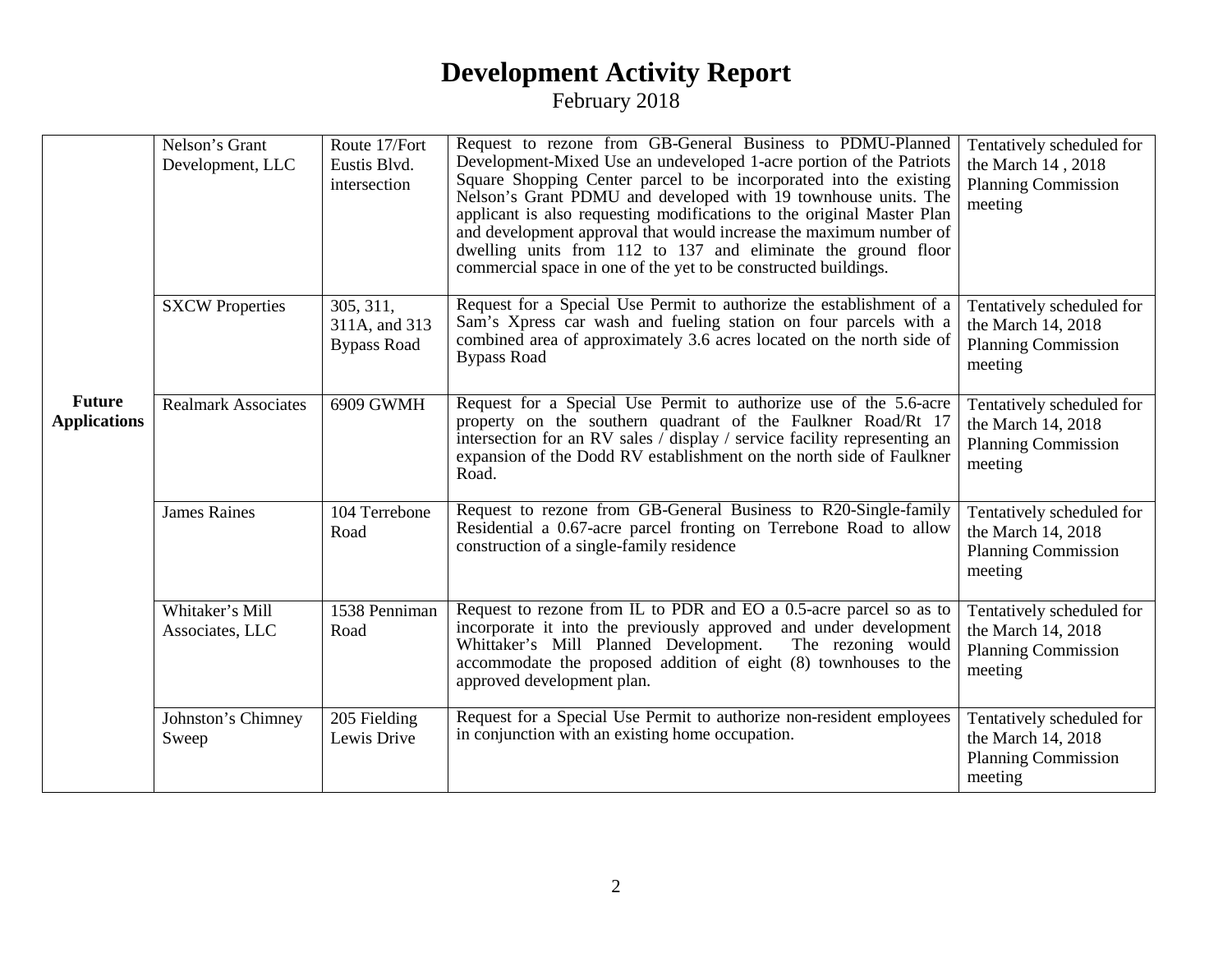# Development Activity Report

February 2018

| | | | | |
|---|---|---|---|---|
| **Future Applications** | Nelson's Grant Development, LLC | Route 17/Fort Eustis Blvd. intersection | Request to rezone from GB-General Business to PDMU-Planned Development-Mixed Use an undeveloped 1-acre portion of the Patriots Square Shopping Center parcel to be incorporated into the existing Nelson's Grant PDMU and developed with 19 townhouse units. The applicant is also requesting modifications to the original Master Plan and development approval that would increase the maximum number of dwelling units from 112 to 137 and eliminate the ground floor commercial space in one of the yet to be constructed buildings. | Tentatively scheduled for the March 14 , 2018 Planning Commission meeting |
| | SXCW Properties | 305, 311, 311A, and 313 Bypass Road | Request for a Special Use Permit to authorize the establishment of a Sam's Xpress car wash and fueling station on four parcels with a combined area of approximately 3.6 acres located on the north side of Bypass Road | Tentatively scheduled for the March 14, 2018 Planning Commission meeting |
| | Realmark Associates | 6909 GWMH | Request for a Special Use Permit to authorize use of the 5.6-acre property on the southern quadrant of the Faulkner Road/Rt 17 intersection for an RV sales / display / service facility representing an expansion of the Dodd RV establishment on the north side of Faulkner Road. | Tentatively scheduled for the March 14, 2018 Planning Commission meeting |
| | James Raines | 104 Terrebone Road | Request to rezone from GB-General Business to R20-Single-family Residential a 0.67-acre parcel fronting on Terrebone Road to allow construction of a single-family residence | Tentatively scheduled for the March 14, 2018 Planning Commission meeting |
| | Whitaker's Mill Associates, LLC | 1538 Penniman Road | Request to rezone from IL to PDR and EO a 0.5-acre parcel so as to incorporate it into the previously approved and under development Whittaker's Mill Planned Development. The rezoning would accommodate the proposed addition of eight (8) townhouses to the approved development plan. | Tentatively scheduled for the March 14, 2018 Planning Commission meeting |
| | Johnston's Chimney Sweep | 205 Fielding Lewis Drive | Request for a Special Use Permit to authorize non-resident employees in conjunction with an existing home occupation. | Tentatively scheduled for the March 14, 2018 Planning Commission meeting |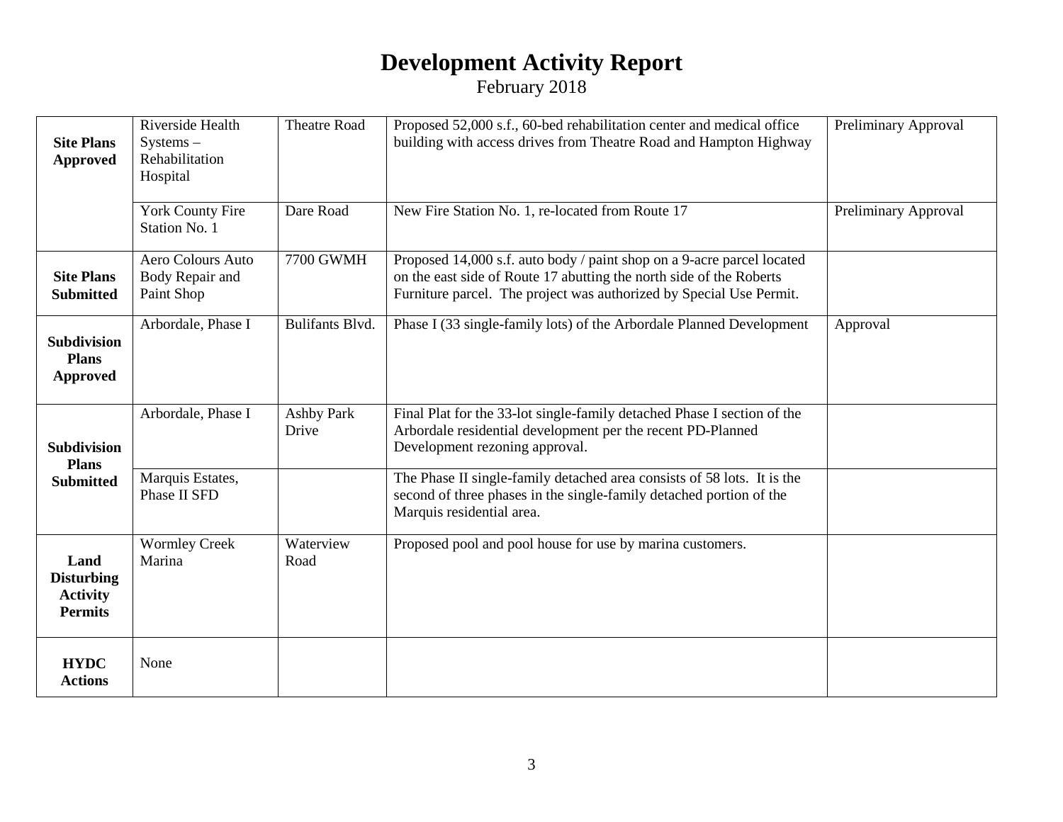# Development Activity Report

February 2018

| | | | | |
|---|---|---|---|---|
| **Site Plans Approved** | Riverside Health Systems – Rehabilitation Hospital | Theatre Road | Proposed 52,000 s.f., 60-bed rehabilitation center and medical office building with access drives from Theatre Road and Hampton Highway | Preliminary Approval |
| | York County Fire Station No. 1 | Dare Road | New Fire Station No. 1, re-located from Route 17 | Preliminary Approval |
| **Site Plans Submitted** | Aero Colours Auto Body Repair and Paint Shop | 7700 GWMH | Proposed 14,000 s.f. auto body / paint shop on a 9-acre parcel located on the east side of Route 17 abutting the north side of the Roberts Furniture parcel. The project was authorized by Special Use Permit. | |
| **Subdivision Plans Approved** | Arbordale, Phase I | Bulifants Blvd. | Phase I (33 single-family lots) of the Arbordale Planned Development | Approval |
| **Subdivision Plans Submitted** | Arbordale, Phase I | Ashby Park Drive | Final Plat for the 33-lot single-family detached Phase I section of the Arbordale residential development per the recent PD-Planned Development rezoning approval. | |
| | Marquis Estates, Phase II SFD | | The Phase II single-family detached area consists of 58 lots. It is the second of three phases in the single-family detached portion of the Marquis residential area. | |
| **Land Disturbing Activity Permits** | Wormley Creek Marina | Waterview Road | Proposed pool and pool house for use by marina customers. | |
| **HYDC Actions** | None | | | |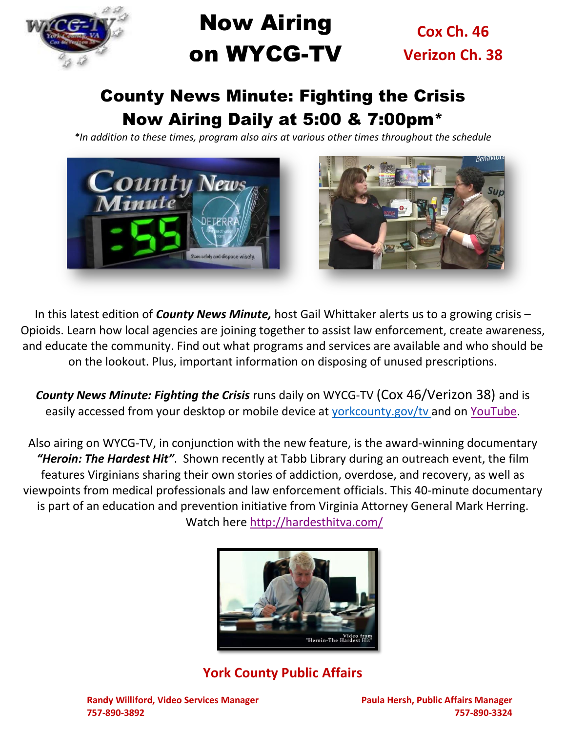# Now Airing on WYCG-TV

**Cox Ch. 46**
**Verizon Ch. 38**

## County News Minute: Fighting the Crisis Now Airing Daily at 5:00 & 7:00pm*

*\*In addition to these times, program also airs at various other times throughout the schedule*

In this latest edition of ***County News Minute,*** host Gail Whittaker alerts us to a growing crisis – Opioids. Learn how local agencies are joining together to assist law enforcement, create awareness, and educate the community. Find out what programs and services are available and who should be on the lookout. Plus, important information on disposing of unused prescriptions.

***County News Minute: Fighting the Crisis*** runs daily on WYCG-TV (Cox 46/Verizon 38) and is easily accessed from your desktop or mobile device at yorkcounty.gov/tv and on YouTube.

Also airing on WYCG-TV, in conjunction with the new feature, is the award-winning documentary ***"Heroin: The Hardest Hit"***. Shown recently at Tabb Library during an outreach event, the film features Virginians sharing their own stories of addiction, overdose, and recovery, as well as viewpoints from medical professionals and law enforcement officials. This 40-minute documentary is part of an education and prevention initiative from Virginia Attorney General Mark Herring. Watch here http://hardesthitva.com/

## York County Public Affairs

**Randy Williford, Video Services Manager**
**757-890-3892**

**Paula Hersh, Public Affairs Manager**
**757-890-3324**